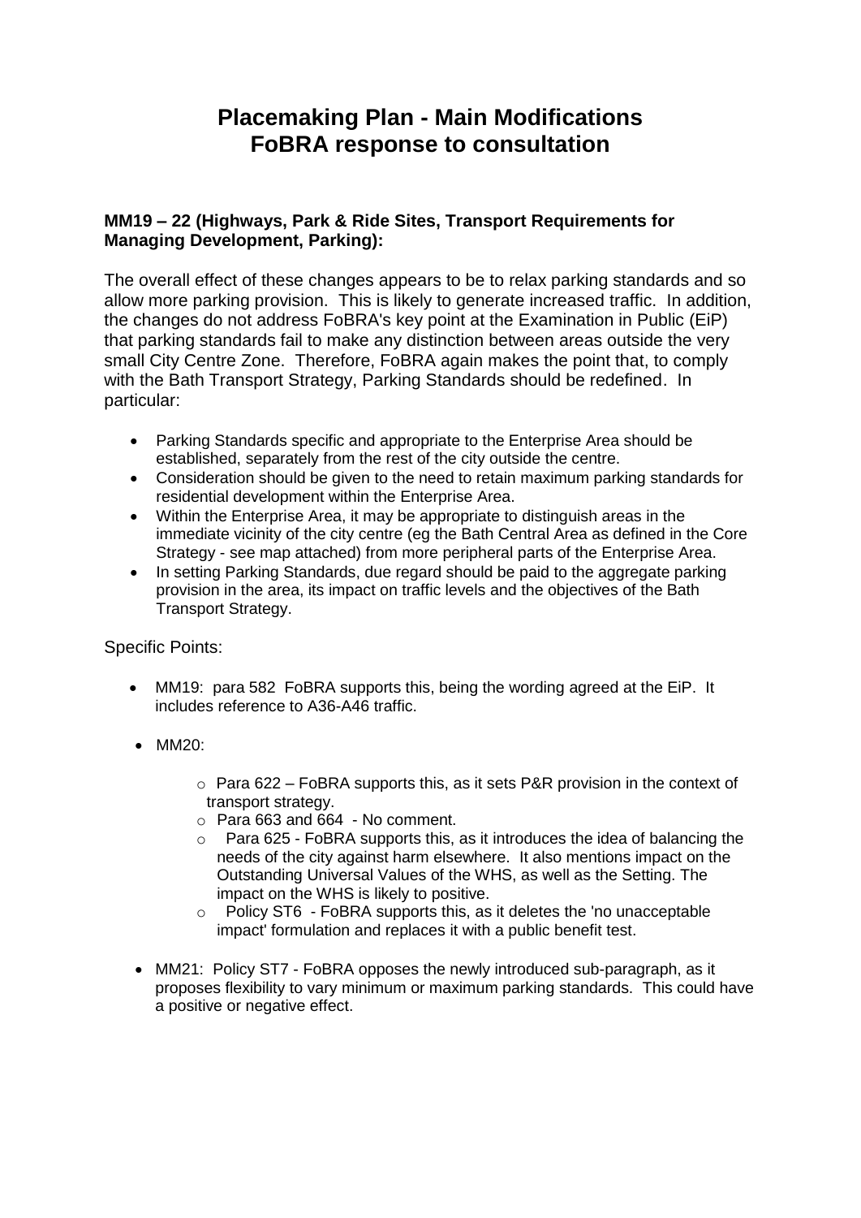# Placemaking Plan - Main Modifications
# FoBRA response to consultation

### MM19 – 22 (Highways, Park & Ride Sites, Transport Requirements for Managing Development, Parking):

The overall effect of these changes appears to be to relax parking standards and so allow more parking provision. This is likely to generate increased traffic. In addition, the changes do not address FoBRA's key point at the Examination in Public (EiP) that parking standards fail to make any distinction between areas outside the very small City Centre Zone. Therefore, FoBRA again makes the point that, to comply with the Bath Transport Strategy, Parking Standards should be redefined. In particular:

- Parking Standards specific and appropriate to the Enterprise Area should be established, separately from the rest of the city outside the centre.
- Consideration should be given to the need to retain maximum parking standards for residential development within the Enterprise Area.
- Within the Enterprise Area, it may be appropriate to distinguish areas in the immediate vicinity of the city centre (eg the Bath Central Area as defined in the Core Strategy - see map attached) from more peripheral parts of the Enterprise Area.
- In setting Parking Standards, due regard should be paid to the aggregate parking provision in the area, its impact on traffic levels and the objectives of the Bath Transport Strategy.

Specific Points:

- MM19: para 582 FoBRA supports this, being the wording agreed at the EiP. It includes reference to A36-A46 traffic.
- MM20:
  - Para 622 – FoBRA supports this, as it sets P&R provision in the context of transport strategy.
  - Para 663 and 664 - No comment.
  - Para 625 - FoBRA supports this, as it introduces the idea of balancing the needs of the city against harm elsewhere. It also mentions impact on the Outstanding Universal Values of the WHS, as well as the Setting. The impact on the WHS is likely to positive.
  - Policy ST6 - FoBRA supports this, as it deletes the 'no unacceptable impact' formulation and replaces it with a public benefit test.
- MM21: Policy ST7 - FoBRA opposes the newly introduced sub-paragraph, as it proposes flexibility to vary minimum or maximum parking standards. This could have a positive or negative effect.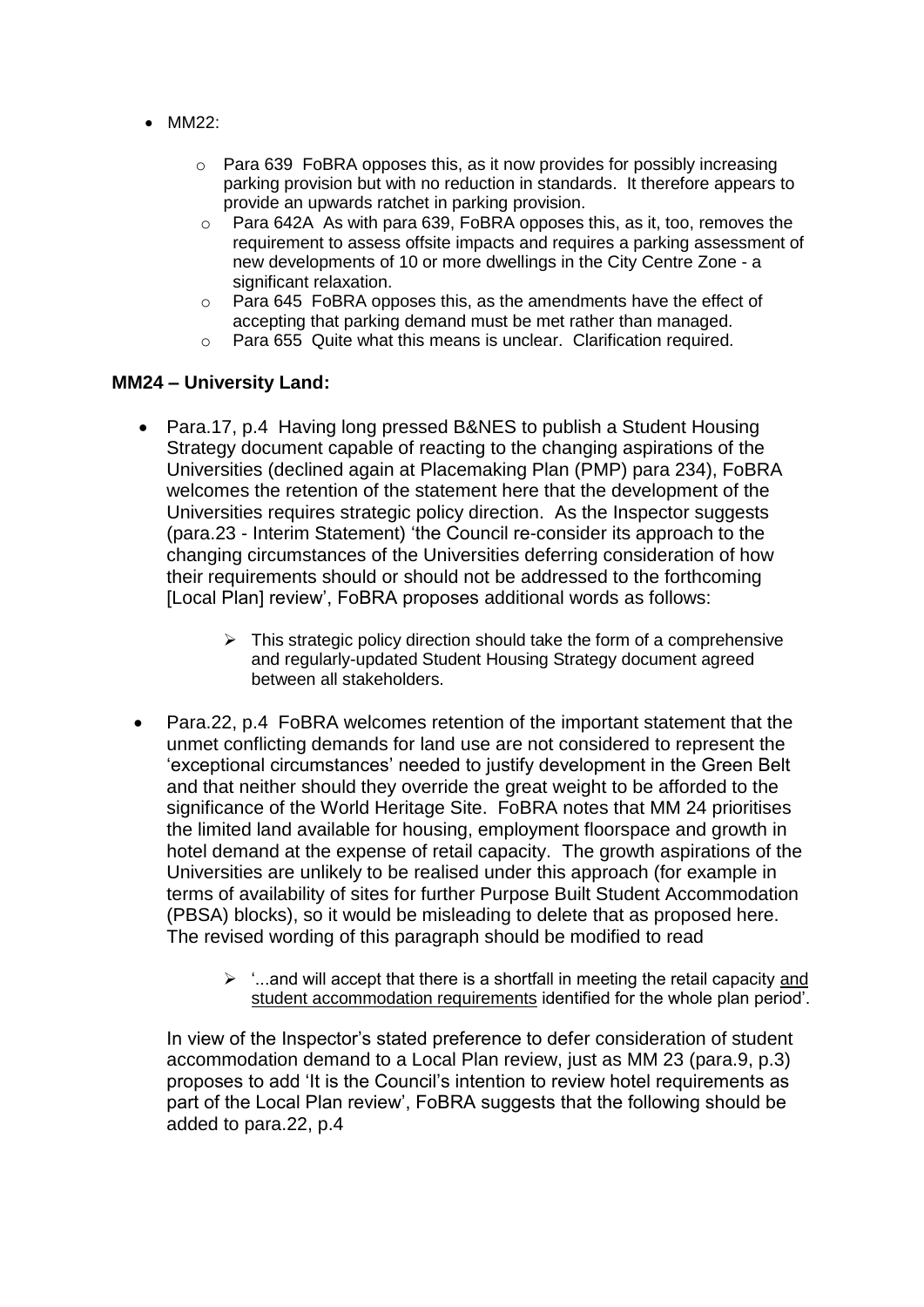- MM22:
  - Para 639 FoBRA opposes this, as it now provides for possibly increasing parking provision but with no reduction in standards. It therefore appears to provide an upwards ratchet in parking provision.
  - Para 642A As with para 639, FoBRA opposes this, as it, too, removes the requirement to assess offsite impacts and requires a parking assessment of new developments of 10 or more dwellings in the City Centre Zone - a significant relaxation.
  - Para 645 FoBRA opposes this, as the amendments have the effect of accepting that parking demand must be met rather than managed.
  - Para 655 Quite what this means is unclear. Clarification required.

**MM24 – University Land:**

- Para.17, p.4 Having long pressed B&NES to publish a Student Housing Strategy document capable of reacting to the changing aspirations of the Universities (declined again at Placemaking Plan (PMP) para 234), FoBRA welcomes the retention of the statement here that the development of the Universities requires strategic policy direction. As the Inspector suggests (para.23 - Interim Statement) 'the Council re-consider its approach to the changing circumstances of the Universities deferring consideration of how their requirements should or should not be addressed to the forthcoming [Local Plan] review', FoBRA proposes additional words as follows:
  - This strategic policy direction should take the form of a comprehensive and regularly-updated Student Housing Strategy document agreed between all stakeholders.
- Para.22, p.4 FoBRA welcomes retention of the important statement that the unmet conflicting demands for land use are not considered to represent the 'exceptional circumstances' needed to justify development in the Green Belt and that neither should they override the great weight to be afforded to the significance of the World Heritage Site. FoBRA notes that MM 24 prioritises the limited land available for housing, employment floorspace and growth in hotel demand at the expense of retail capacity. The growth aspirations of the Universities are unlikely to be realised under this approach (for example in terms of availability of sites for further Purpose Built Student Accommodation (PBSA) blocks), so it would be misleading to delete that as proposed here. The revised wording of this paragraph should be modified to read
  - '...and will accept that there is a shortfall in meeting the retail capacity <u>and student accommodation requirements</u> identified for the whole plan period'.

  In view of the Inspector's stated preference to defer consideration of student accommodation demand to a Local Plan review, just as MM 23 (para.9, p.3) proposes to add 'It is the Council's intention to review hotel requirements as part of the Local Plan review', FoBRA suggests that the following should be added to para.22, p.4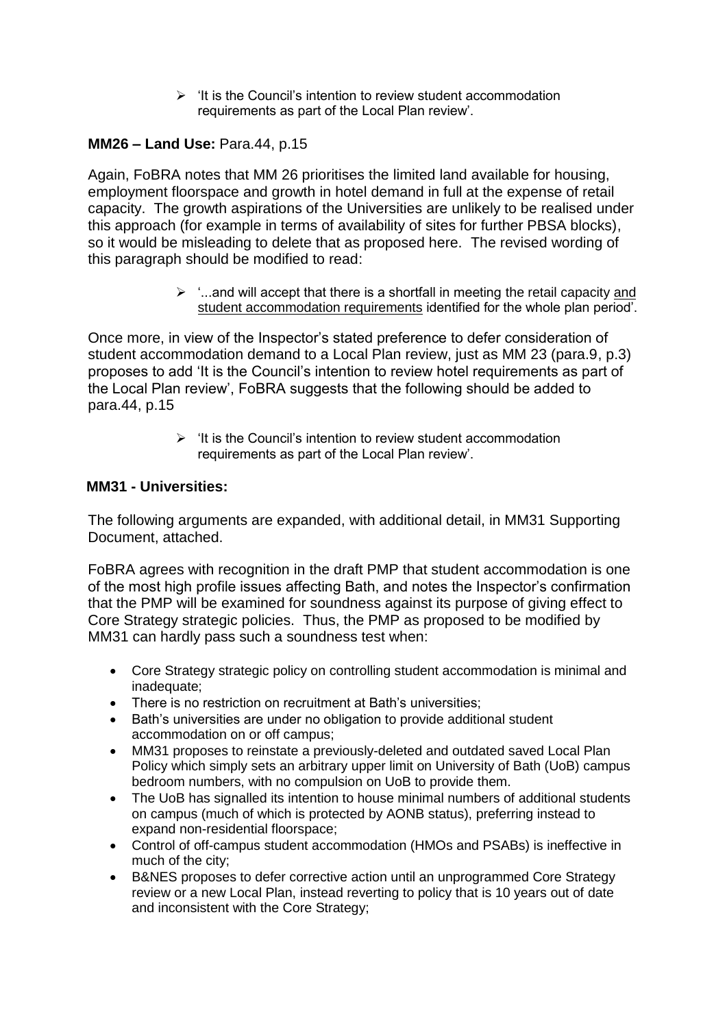- 'It is the Council's intention to review student accommodation requirements as part of the Local Plan review'.

**MM26 – Land Use:** Para.44, p.15

Again, FoBRA notes that MM 26 prioritises the limited land available for housing, employment floorspace and growth in hotel demand in full at the expense of retail capacity. The growth aspirations of the Universities are unlikely to be realised under this approach (for example in terms of availability of sites for further PBSA blocks), so it would be misleading to delete that as proposed here. The revised wording of this paragraph should be modified to read:

- '...and will accept that there is a shortfall in meeting the retail capacity <u>and student accommodation requirements</u> identified for the whole plan period'.

Once more, in view of the Inspector's stated preference to defer consideration of student accommodation demand to a Local Plan review, just as MM 23 (para.9, p.3) proposes to add 'It is the Council's intention to review hotel requirements as part of the Local Plan review', FoBRA suggests that the following should be added to para.44, p.15

- 'It is the Council's intention to review student accommodation requirements as part of the Local Plan review'.

**MM31 - Universities:**

The following arguments are expanded, with additional detail, in MM31 Supporting Document, attached.

FoBRA agrees with recognition in the draft PMP that student accommodation is one of the most high profile issues affecting Bath, and notes the Inspector's confirmation that the PMP will be examined for soundness against its purpose of giving effect to Core Strategy strategic policies. Thus, the PMP as proposed to be modified by MM31 can hardly pass such a soundness test when:

- Core Strategy strategic policy on controlling student accommodation is minimal and inadequate;
- There is no restriction on recruitment at Bath's universities;
- Bath's universities are under no obligation to provide additional student accommodation on or off campus;
- MM31 proposes to reinstate a previously-deleted and outdated saved Local Plan Policy which simply sets an arbitrary upper limit on University of Bath (UoB) campus bedroom numbers, with no compulsion on UoB to provide them.
- The UoB has signalled its intention to house minimal numbers of additional students on campus (much of which is protected by AONB status), preferring instead to expand non-residential floorspace;
- Control of off-campus student accommodation (HMOs and PSABs) is ineffective in much of the city;
- B&NES proposes to defer corrective action until an unprogrammed Core Strategy review or a new Local Plan, instead reverting to policy that is 10 years out of date and inconsistent with the Core Strategy;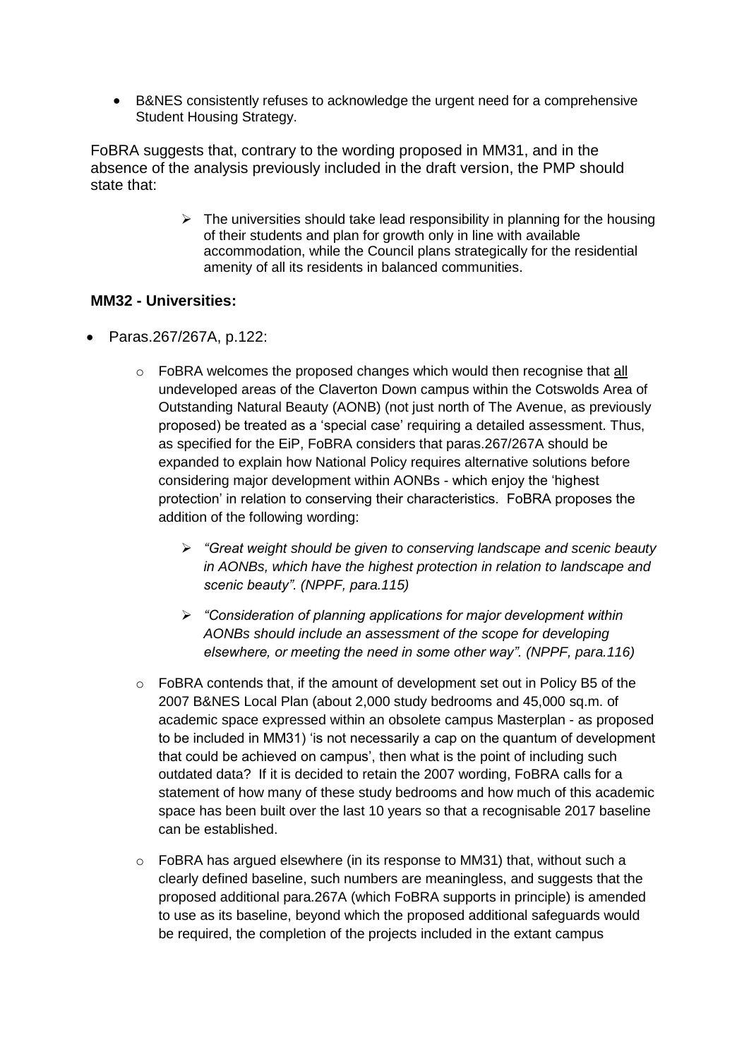- B&NES consistently refuses to acknowledge the urgent need for a comprehensive Student Housing Strategy.

FoBRA suggests that, contrary to the wording proposed in MM31, and in the absence of the analysis previously included in the draft version, the PMP should state that:

> - The universities should take lead responsibility in planning for the housing of their students and plan for growth only in line with available accommodation, while the Council plans strategically for the residential amenity of all its residents in balanced communities.

**MM32 - Universities:**

- Paras.267/267A, p.122:
  - FoBRA welcomes the proposed changes which would then recognise that <u>all</u> undeveloped areas of the Claverton Down campus within the Cotswolds Area of Outstanding Natural Beauty (AONB) (not just north of The Avenue, as previously proposed) be treated as a 'special case' requiring a detailed assessment. Thus, as specified for the EiP, FoBRA considers that paras.267/267A should be expanded to explain how National Policy requires alternative solutions before considering major development within AONBs - which enjoy the 'highest protection' in relation to conserving their characteristics. FoBRA proposes the addition of the following wording:
    - *"Great weight should be given to conserving landscape and scenic beauty in AONBs, which have the highest protection in relation to landscape and scenic beauty". (NPPF, para.115)*
    - *"Consideration of planning applications for major development within AONBs should include an assessment of the scope for developing elsewhere, or meeting the need in some other way". (NPPF, para.116)*
  - FoBRA contends that, if the amount of development set out in Policy B5 of the 2007 B&NES Local Plan (about 2,000 study bedrooms and 45,000 sq.m. of academic space expressed within an obsolete campus Masterplan - as proposed to be included in MM31) 'is not necessarily a cap on the quantum of development that could be achieved on campus', then what is the point of including such outdated data? If it is decided to retain the 2007 wording, FoBRA calls for a statement of how many of these study bedrooms and how much of this academic space has been built over the last 10 years so that a recognisable 2017 baseline can be established.
  - FoBRA has argued elsewhere (in its response to MM31) that, without such a clearly defined baseline, such numbers are meaningless, and suggests that the proposed additional para.267A (which FoBRA supports in principle) is amended to use as its baseline, beyond which the proposed additional safeguards would be required, the completion of the projects included in the extant campus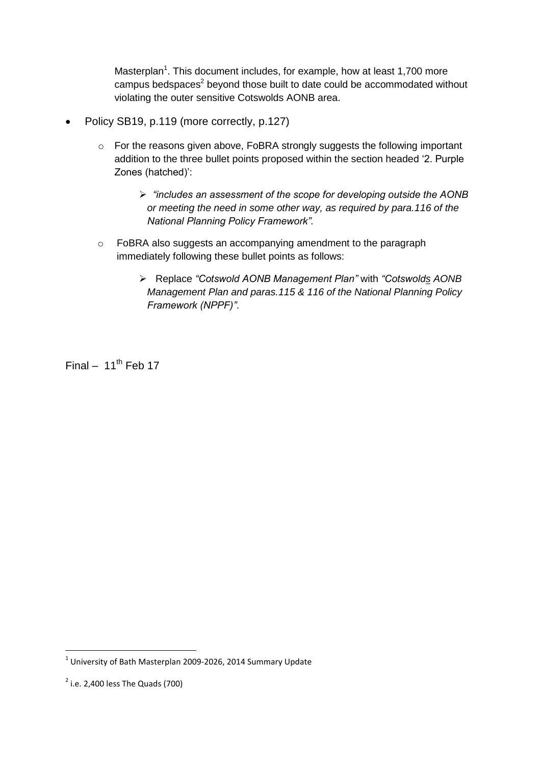Masterplan[1]. This document includes, for example, how at least 1,700 more campus bedspaces[2] beyond those built to date could be accommodated without violating the outer sensitive Cotswolds AONB area.

- Policy SB19, p.119 (more correctly, p.127)
  - For the reasons given above, FoBRA strongly suggests the following important addition to the three bullet points proposed within the section headed '2. Purple Zones (hatched)':
    - *"includes an assessment of the scope for developing outside the AONB or meeting the need in some other way, as required by para.116 of the National Planning Policy Framework".*
  - FoBRA also suggests an accompanying amendment to the paragraph immediately following these bullet points as follows:
    - Replace *"Cotswold AONB Management Plan"* with *"Cotswolds AONB Management Plan and paras.115 & 116 of the National Planning Policy Framework (NPPF)"*.

Final – 11th Feb 17

---

[1] University of Bath Masterplan 2009-2026, 2014 Summary Update

[2] i.e. 2,400 less The Quads (700)